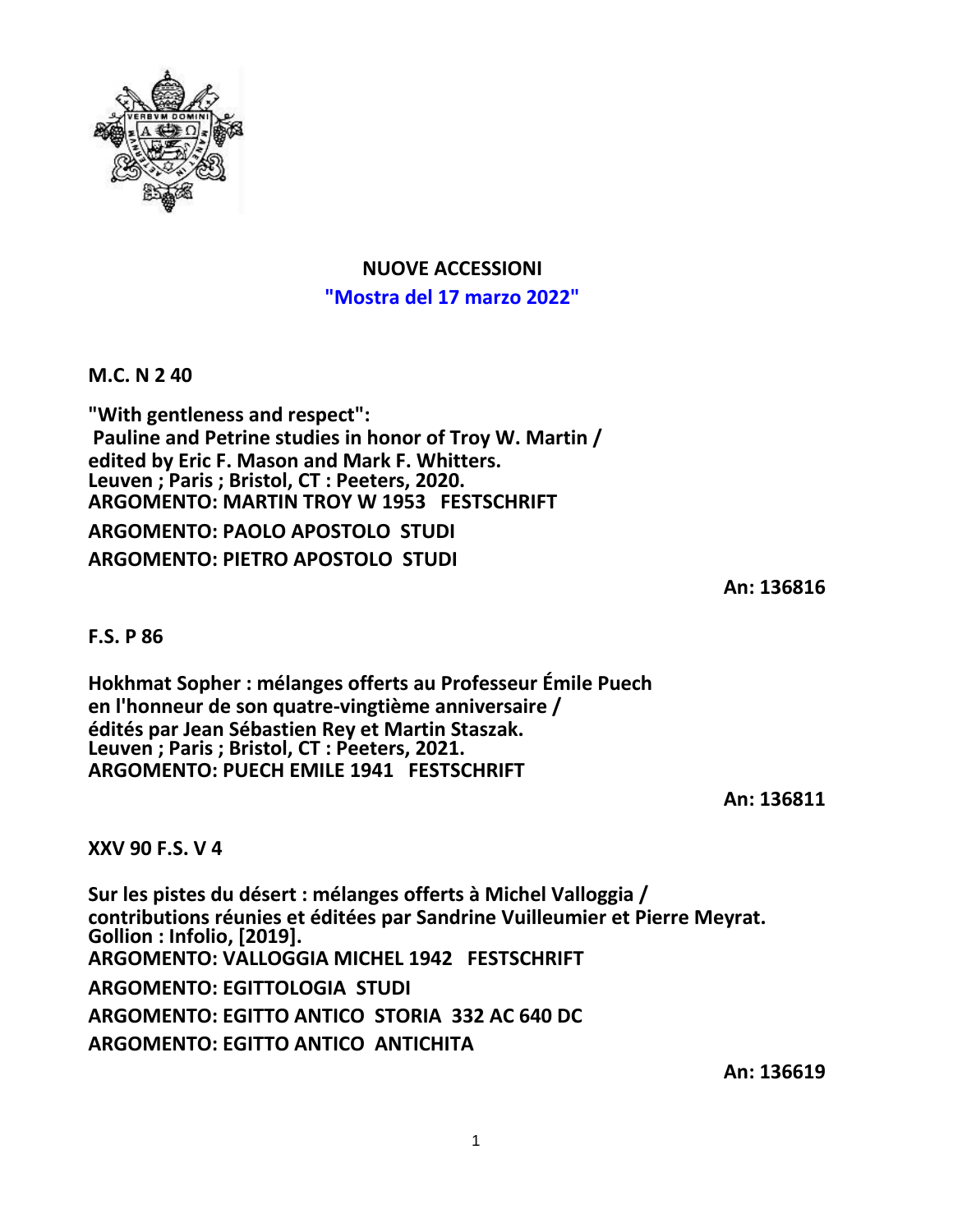# NUOVE ACCESSIONI

## "Mostra del 17 marzo 2022"

**M.C. N 2 40**

**"With gentleness and respect":**
**Pauline and Petrine studies in honor of Troy W. Martin /**
**edited by Eric F. Mason and Mark F. Whitters.**
**Leuven ; Paris ; Bristol, CT : Peeters, 2020.**
**ARGOMENTO: MARTIN TROY W 1953 FESTSCHRIFT**
**ARGOMENTO: PAOLO APOSTOLO STUDI**
**ARGOMENTO: PIETRO APOSTOLO STUDI**

**An: 136816**

**F.S. P 86**

**Hokhmat Sopher : mélanges offerts au Professeur Émile Puech**
**en l'honneur de son quatre-vingtième anniversaire /**
**édités par Jean Sébastien Rey et Martin Staszak.**
**Leuven ; Paris ; Bristol, CT : Peeters, 2021.**
**ARGOMENTO: PUECH EMILE 1941 FESTSCHRIFT**

**An: 136811**

**XXV 90 F.S. V 4**

**Sur les pistes du désert : mélanges offerts à Michel Valloggia /**
**contributions réunies et éditées par Sandrine Vuilleumier et Pierre Meyrat.**
**Gollion : Infolio, [2019].**
**ARGOMENTO: VALLOGGIA MICHEL 1942 FESTSCHRIFT**
**ARGOMENTO: EGITTOLOGIA STUDI**
**ARGOMENTO: EGITTO ANTICO STORIA 332 AC 640 DC**
**ARGOMENTO: EGITTO ANTICO ANTICHITA**

**An: 136619**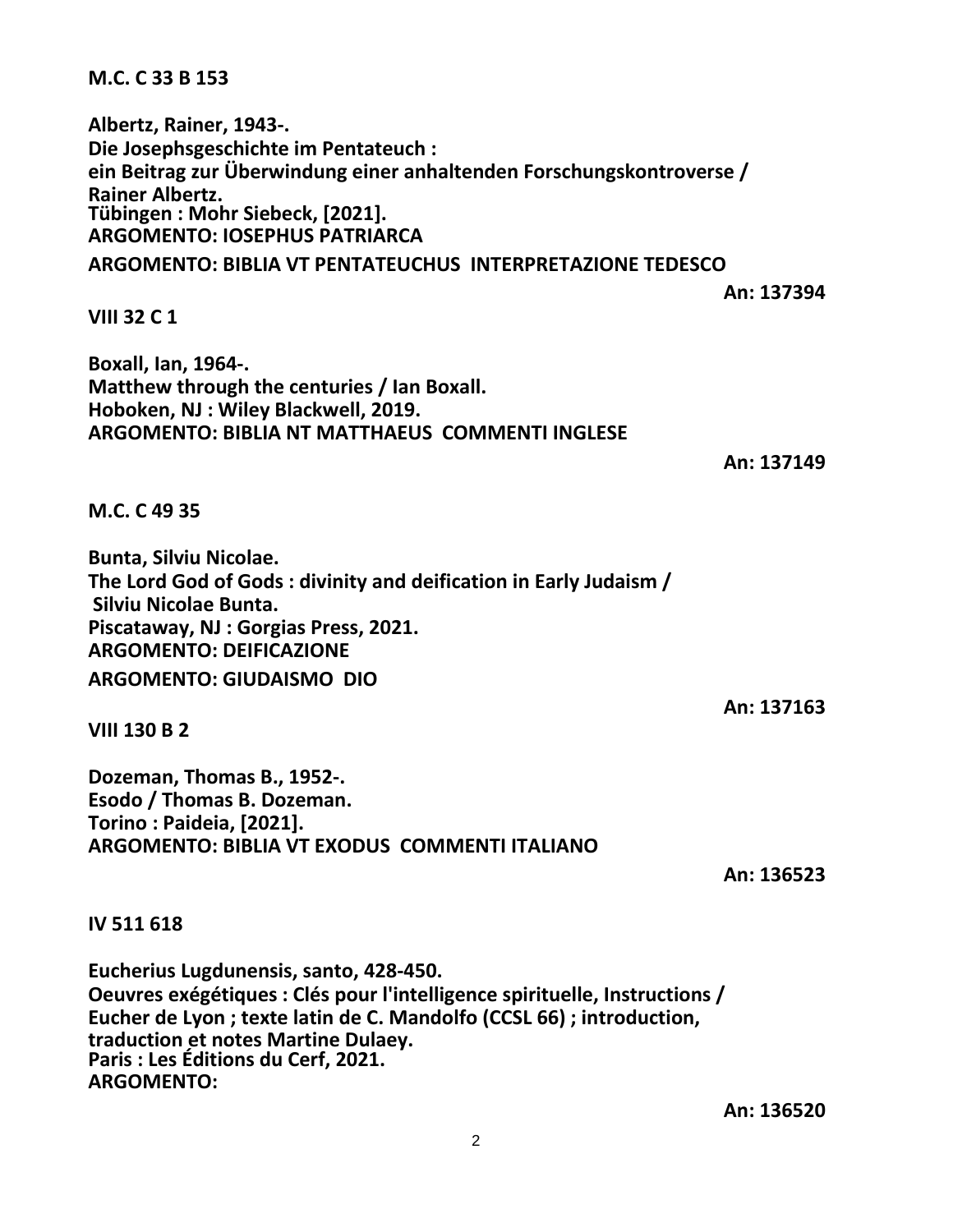**M.C. C 33 B 153**

**Albertz, Rainer, 1943-.**
**Die Josephsgeschichte im Pentateuch :**
**ein Beitrag zur Überwindung einer anhaltenden Forschungskontroverse /**
**Rainer Albertz.**
**Tübingen : Mohr Siebeck, [2021].**
**ARGOMENTO: IOSEPHUS PATRIARCA**
**ARGOMENTO: BIBLIA VT PENTATEUCHUS INTERPRETAZIONE TEDESCO**

**An: 137394**

**VIII 32 C 1**

**Boxall, Ian, 1964-.**
**Matthew through the centuries / Ian Boxall.**
**Hoboken, NJ : Wiley Blackwell, 2019.**
**ARGOMENTO: BIBLIA NT MATTHAEUS COMMENTI INGLESE**

**An: 137149**

**M.C. C 49 35**

**Bunta, Silviu Nicolae.**
**The Lord God of Gods : divinity and deification in Early Judaism /**
**Silviu Nicolae Bunta.**
**Piscataway, NJ : Gorgias Press, 2021.**
**ARGOMENTO: DEIFICAZIONE**
**ARGOMENTO: GIUDAISMO DIO**

**An: 137163**

**VIII 130 B 2**

**Dozeman, Thomas B., 1952-.**
**Esodo / Thomas B. Dozeman.**
**Torino : Paideia, [2021].**
**ARGOMENTO: BIBLIA VT EXODUS COMMENTI ITALIANO**

**An: 136523**

**IV 511 618**

**Eucherius Lugdunensis, santo, 428-450.**
**Oeuvres exégétiques : Clés pour l'intelligence spirituelle, Instructions /**
**Eucher de Lyon ; texte latin de C. Mandolfo (CCSL 66) ; introduction,**
**traduction et notes Martine Dulaey.**
**Paris : Les Éditions du Cerf, 2021.**
**ARGOMENTO:**

**An: 136520**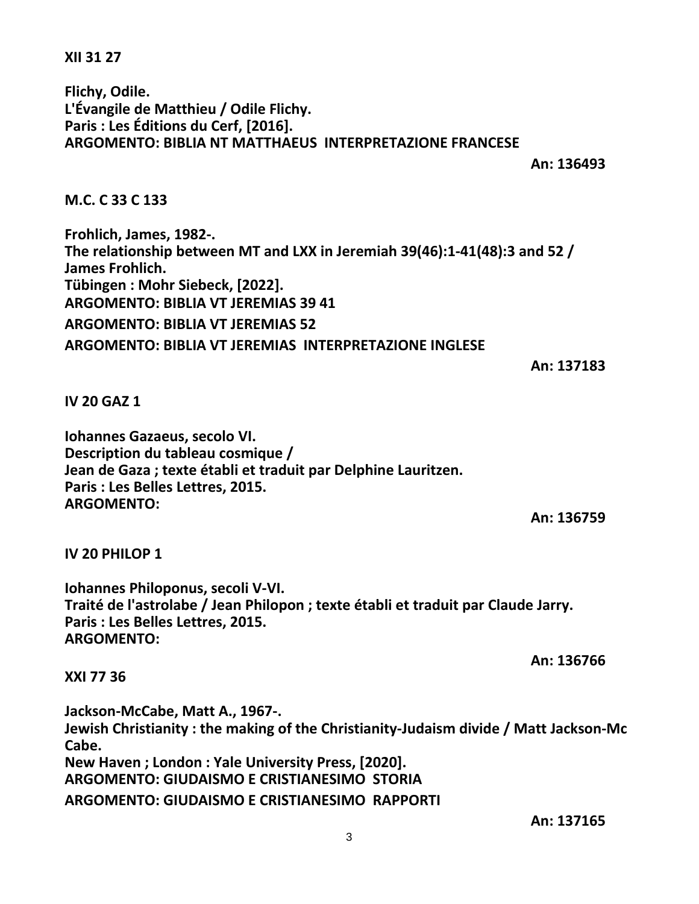**XII 31 27**

**Flichy, Odile.**
**L'Évangile de Matthieu / Odile Flichy.**
**Paris : Les Éditions du Cerf, [2016].**
**ARGOMENTO: BIBLIA NT MATTHAEUS INTERPRETAZIONE FRANCESE**

**An: 136493**

**M.C. C 33 C 133**

**Frohlich, James, 1982-.**
**The relationship between MT and LXX in Jeremiah 39(46):1-41(48):3 and 52 / James Frohlich.**
**Tübingen : Mohr Siebeck, [2022].**
**ARGOMENTO: BIBLIA VT JEREMIAS 39 41**
**ARGOMENTO: BIBLIA VT JEREMIAS 52**
**ARGOMENTO: BIBLIA VT JEREMIAS INTERPRETAZIONE INGLESE**

**An: 137183**

**IV 20 GAZ 1**

**Iohannes Gazaeus, secolo VI.**
**Description du tableau cosmique /**
**Jean de Gaza ; texte établi et traduit par Delphine Lauritzen.**
**Paris : Les Belles Lettres, 2015.**
**ARGOMENTO:**

**An: 136759**

**IV 20 PHILOP 1**

**Iohannes Philoponus, secoli V-VI.**
**Traité de l'astrolabe / Jean Philopon ; texte établi et traduit par Claude Jarry.**
**Paris : Les Belles Lettres, 2015.**
**ARGOMENTO:**

**An: 136766**

**XXI 77 36**

**Jackson-McCabe, Matt A., 1967-.**
**Jewish Christianity : the making of the Christianity-Judaism divide / Matt Jackson-Mc Cabe.**
**New Haven ; London : Yale University Press, [2020].**
**ARGOMENTO: GIUDAISMO E CRISTIANESIMO STORIA**
**ARGOMENTO: GIUDAISMO E CRISTIANESIMO RAPPORTI**

**An: 137165**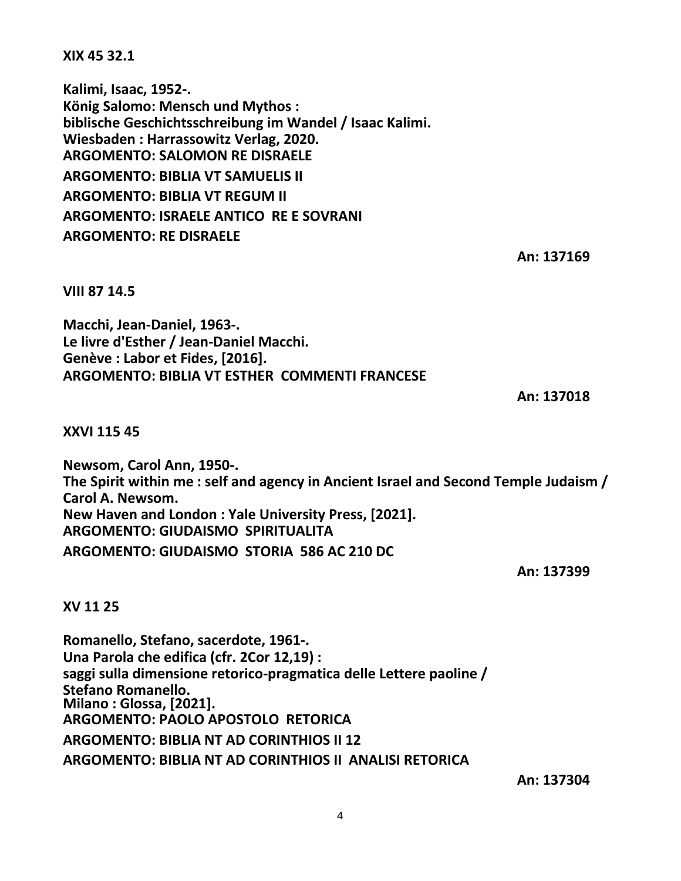**XIX 45 32.1**

**Kalimi, Isaac, 1952-.**
**König Salomo: Mensch und Mythos :**
**biblische Geschichtsschreibung im Wandel / Isaac Kalimi.**
**Wiesbaden : Harrassowitz Verlag, 2020.**
**ARGOMENTO: SALOMON RE DISRAELE**
**ARGOMENTO: BIBLIA VT SAMUELIS II**
**ARGOMENTO: BIBLIA VT REGUM II**
**ARGOMENTO: ISRAELE ANTICO RE E SOVRANI**
**ARGOMENTO: RE DISRAELE**

**An: 137169**

**VIII 87 14.5**

**Macchi, Jean-Daniel, 1963-.**
**Le livre d'Esther / Jean-Daniel Macchi.**
**Genève : Labor et Fides, [2016].**
**ARGOMENTO: BIBLIA VT ESTHER COMMENTI FRANCESE**

**An: 137018**

**XXVI 115 45**

**Newsom, Carol Ann, 1950-.**
**The Spirit within me : self and agency in Ancient Israel and Second Temple Judaism / Carol A. Newsom.**
**New Haven and London : Yale University Press, [2021].**
**ARGOMENTO: GIUDAISMO SPIRITUALITA**
**ARGOMENTO: GIUDAISMO STORIA 586 AC 210 DC**

**An: 137399**

**XV 11 25**

**Romanello, Stefano, sacerdote, 1961-.**
**Una Parola che edifica (cfr. 2Cor 12,19) :**
**saggi sulla dimensione retorico-pragmatica delle Lettere paoline /**
**Stefano Romanello.**
**Milano : Glossa, [2021].**
**ARGOMENTO: PAOLO APOSTOLO RETORICA**
**ARGOMENTO: BIBLIA NT AD CORINTHIOS II 12**
**ARGOMENTO: BIBLIA NT AD CORINTHIOS II ANALISI RETORICA**

**An: 137304**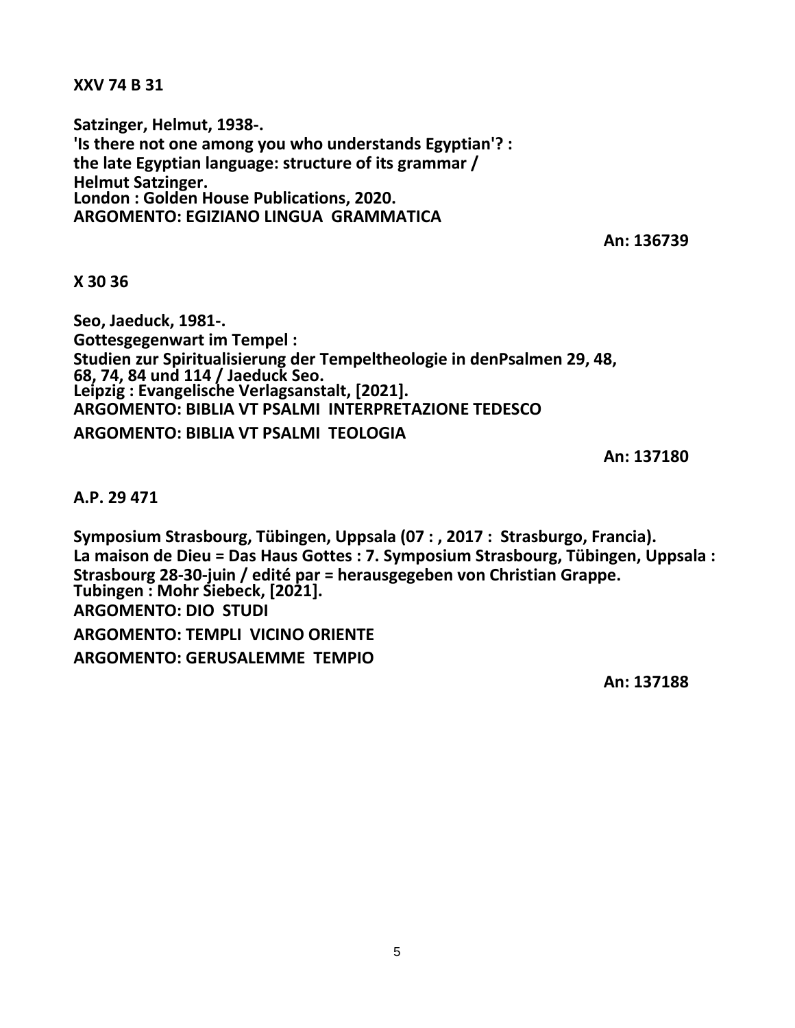**XXV 74 B 31**

**Satzinger, Helmut, 1938-.**
**'Is there not one among you who understands Egyptian'? :**
**the late Egyptian language: structure of its grammar /**
**Helmut Satzinger.**
**London : Golden House Publications, 2020.**
**ARGOMENTO: EGIZIANO LINGUA GRAMMATICA**

**An: 136739**

**X 30 36**

**Seo, Jaeduck, 1981-.**
**Gottesgegenwart im Tempel :**
**Studien zur Spiritualisierung der Tempeltheologie in denPsalmen 29, 48, 68, 74, 84 und 114 / Jaeduck Seo.**
**Leipzig : Evangelische Verlagsanstalt, [2021].**
**ARGOMENTO: BIBLIA VT PSALMI INTERPRETAZIONE TEDESCO**
**ARGOMENTO: BIBLIA VT PSALMI TEOLOGIA**

**An: 137180**

**A.P. 29 471**

**Symposium Strasbourg, Tübingen, Uppsala (07 : , 2017 : Strasburgo, Francia).**
**La maison de Dieu = Das Haus Gottes : 7. Symposium Strasbourg, Tübingen, Uppsala :**
**Strasbourg 28-30-juin / edité par = herausgegeben von Christian Grappe.**
**Tubingen : Mohr Siebeck, [2021].**
**ARGOMENTO: DIO STUDI**
**ARGOMENTO: TEMPLI VICINO ORIENTE**
**ARGOMENTO: GERUSALEMME TEMPIO**

**An: 137188**